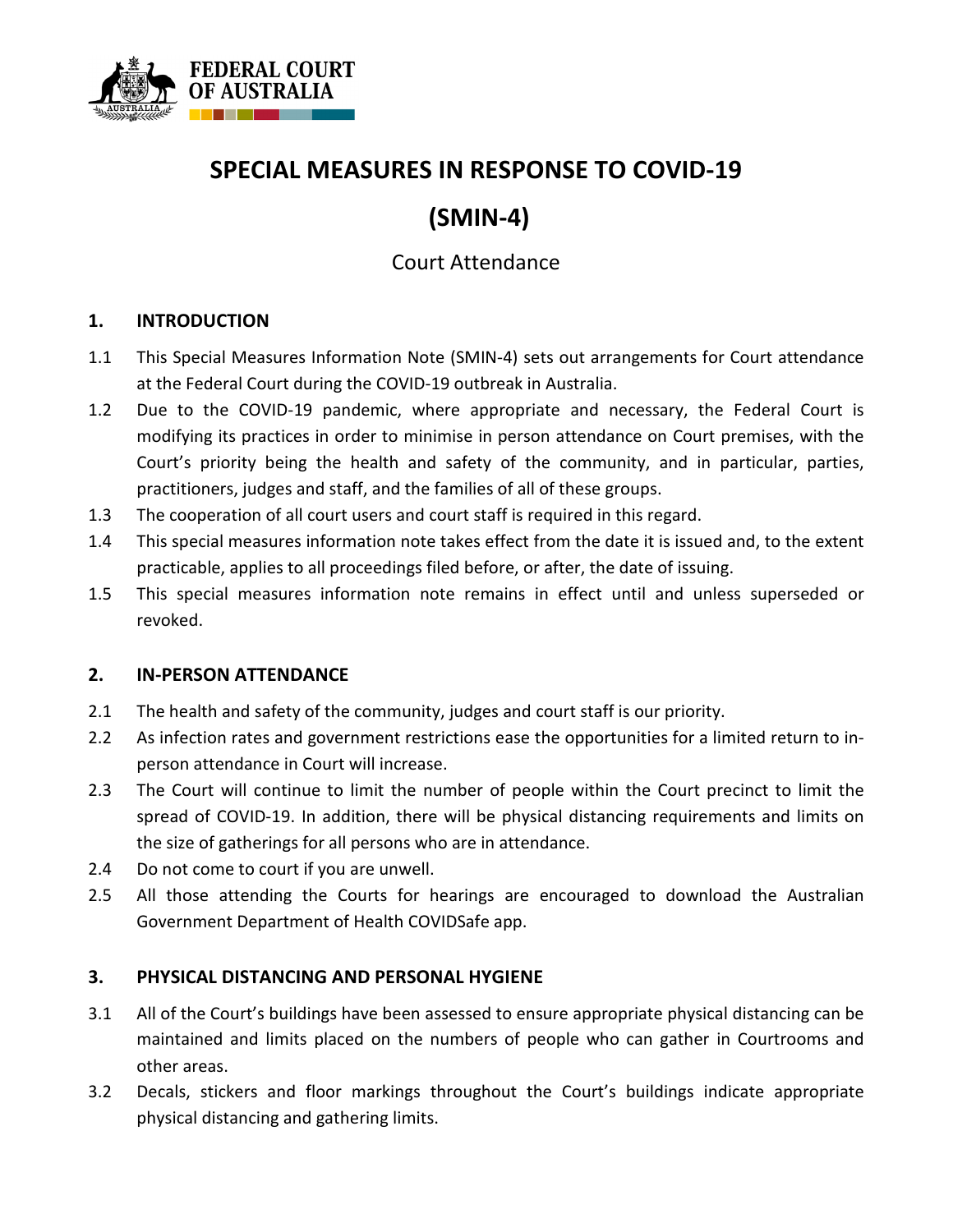FEDERAL COURT OF AUSTRALIA

# SPECIAL MEASURES IN RESPONSE TO COVID-19

# (SMIN-4)

## Court Attendance

### 1. INTRODUCTION

1.1 This Special Measures Information Note (SMIN-4) sets out arrangements for Court attendance at the Federal Court during the COVID-19 outbreak in Australia.

1.2 Due to the COVID-19 pandemic, where appropriate and necessary, the Federal Court is modifying its practices in order to minimise in person attendance on Court premises, with the Court's priority being the health and safety of the community, and in particular, parties, practitioners, judges and staff, and the families of all of these groups.

1.3 The cooperation of all court users and court staff is required in this regard.

1.4 This special measures information note takes effect from the date it is issued and, to the extent practicable, applies to all proceedings filed before, or after, the date of issuing.

1.5 This special measures information note remains in effect until and unless superseded or revoked.

### 2. IN-PERSON ATTENDANCE

2.1 The health and safety of the community, judges and court staff is our priority.

2.2 As infection rates and government restrictions ease the opportunities for a limited return to in-person attendance in Court will increase.

2.3 The Court will continue to limit the number of people within the Court precinct to limit the spread of COVID-19. In addition, there will be physical distancing requirements and limits on the size of gatherings for all persons who are in attendance.

2.4 Do not come to court if you are unwell.

2.5 All those attending the Courts for hearings are encouraged to download the Australian Government Department of Health COVIDSafe app.

### 3. PHYSICAL DISTANCING AND PERSONAL HYGIENE

3.1 All of the Court's buildings have been assessed to ensure appropriate physical distancing can be maintained and limits placed on the numbers of people who can gather in Courtrooms and other areas.

3.2 Decals, stickers and floor markings throughout the Court's buildings indicate appropriate physical distancing and gathering limits.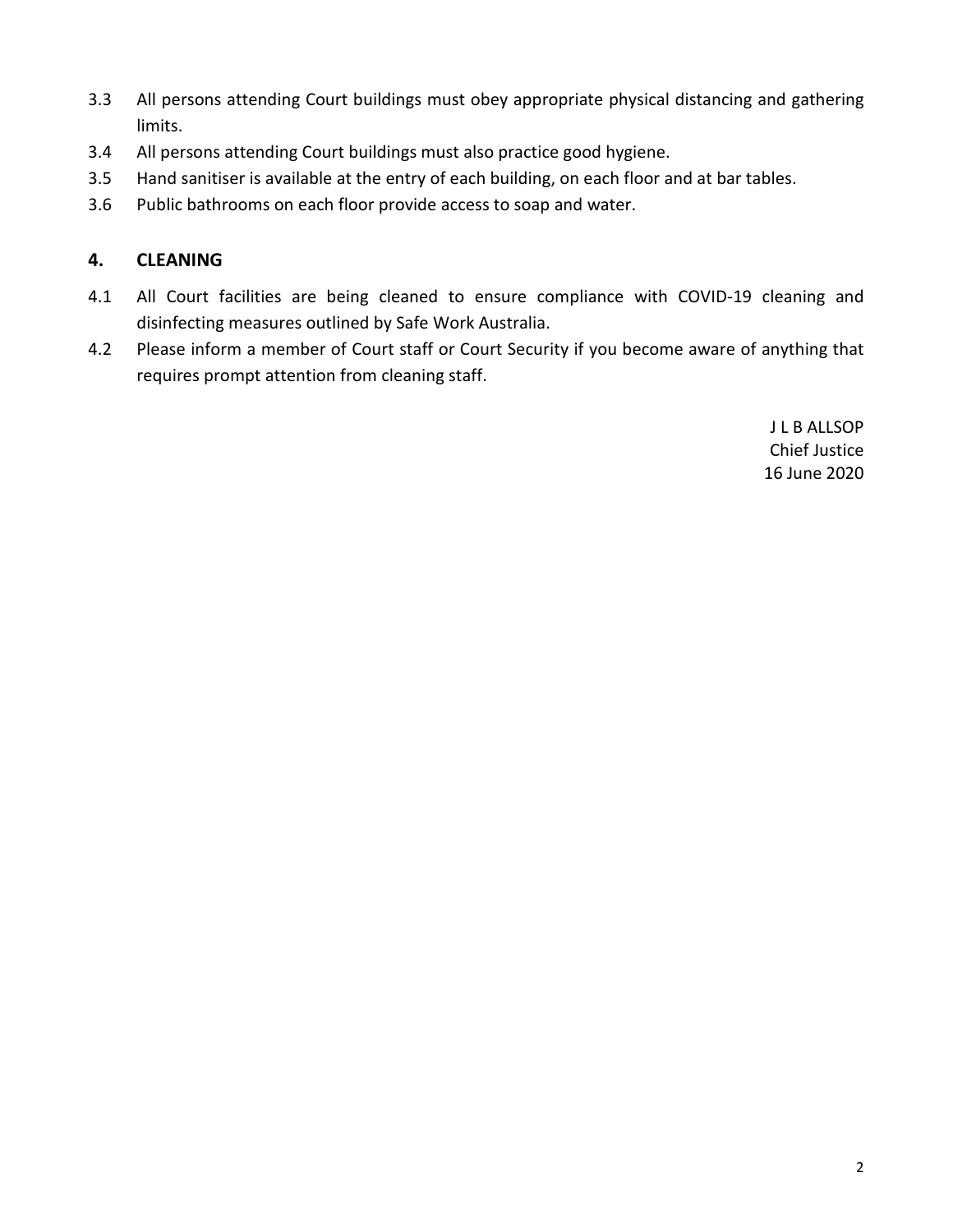3.3 All persons attending Court buildings must obey appropriate physical distancing and gathering limits.

3.4 All persons attending Court buildings must also practice good hygiene.

3.5 Hand sanitiser is available at the entry of each building, on each floor and at bar tables.

3.6 Public bathrooms on each floor provide access to soap and water.

## 4. CLEANING

4.1 All Court facilities are being cleaned to ensure compliance with COVID-19 cleaning and disinfecting measures outlined by Safe Work Australia.

4.2 Please inform a member of Court staff or Court Security if you become aware of anything that requires prompt attention from cleaning staff.

J L B ALLSOP
Chief Justice
16 June 2020